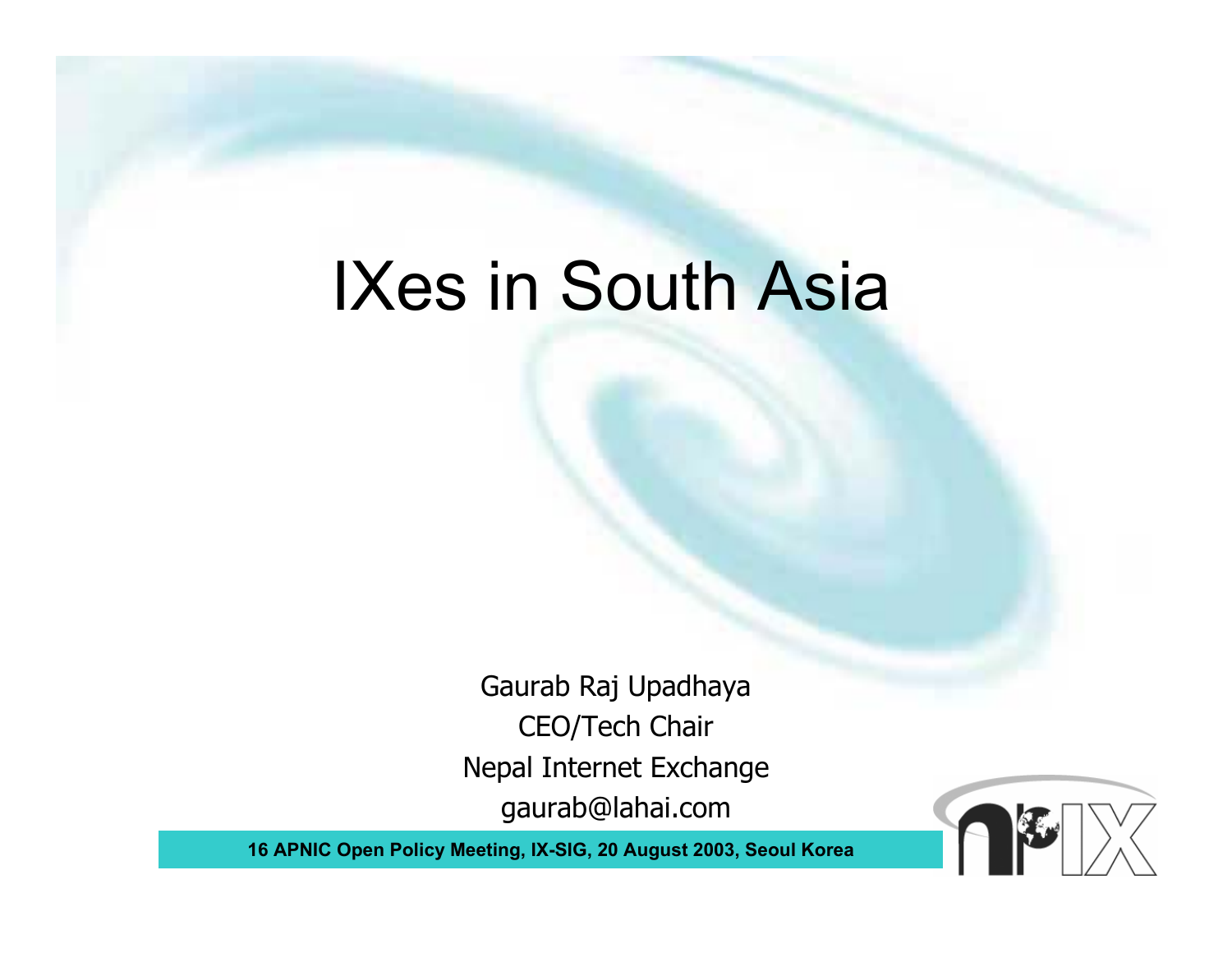# IXes in South Asia

Gaurab Raj Upadhaya

CEO/Tech Chair

Nepal Internet Exchange

gaurab@lahai.com

**16 APNIC Open Policy Meeting, IX-SIG, 20 August 2003, Seoul Korea**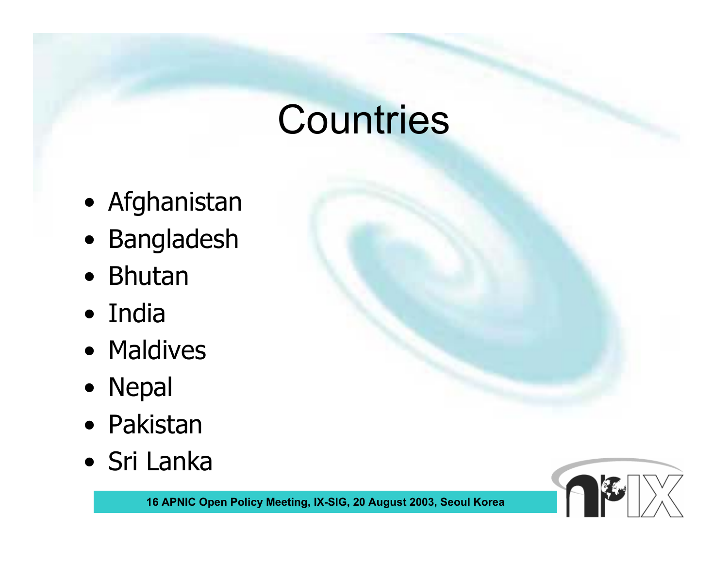# Countries

- Afghanistan
- Bangladesh
- Bhutan
- India
- Maldives
- Nepal
- Pakistan
- Sri Lanka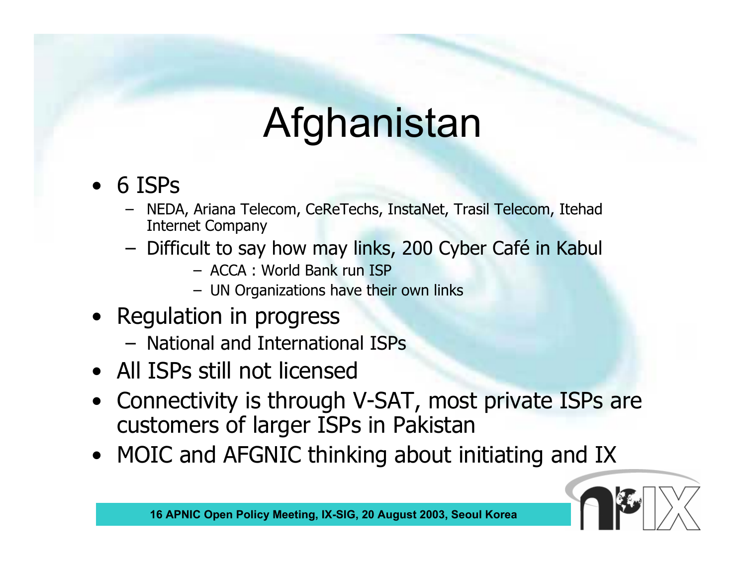# Afghanistan

- 6 ISPs
  - NEDA, Ariana Telecom, CeReTechs, InstaNet, Trasil Telecom, Itehad Internet Company
  - Difficult to say how may links, 200 Cyber Café in Kabul
    - ACCA : World Bank run ISP
    - UN Organizations have their own links
- Regulation in progress
  - National and International ISPs
- All ISPs still not licensed
- Connectivity is through V-SAT, most private ISPs are customers of larger ISPs in Pakistan
- MOIC and AFGNIC thinking about initiating and IX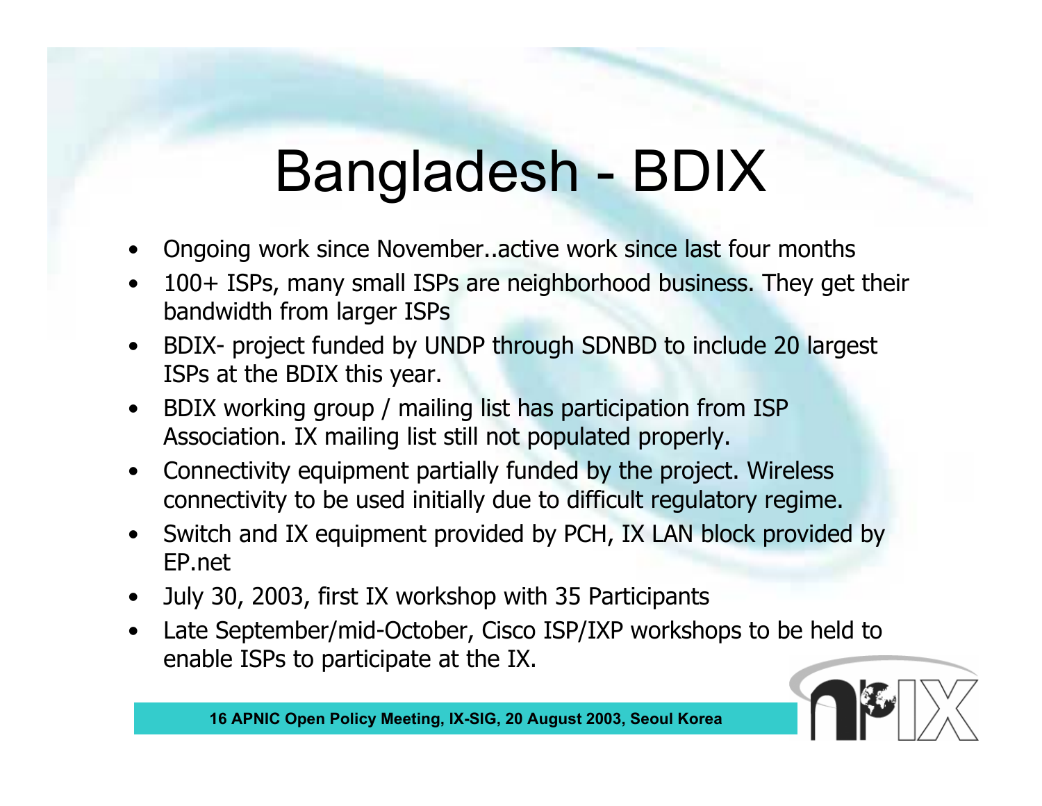# Bangladesh - BDIX

- Ongoing work since November..active work since last four months
- 100+ ISPs, many small ISPs are neighborhood business. They get their bandwidth from larger ISPs
- BDIX- project funded by UNDP through SDNBD to include 20 largest ISPs at the BDIX this year.
- BDIX working group / mailing list has participation from ISP Association. IX mailing list still not populated properly.
- Connectivity equipment partially funded by the project. Wireless connectivity to be used initially due to difficult regulatory regime.
- Switch and IX equipment provided by PCH, IX LAN block provided by EP.net
- July 30, 2003, first IX workshop with 35 Participants
- Late September/mid-October, Cisco ISP/IXP workshops to be held to enable ISPs to participate at the IX.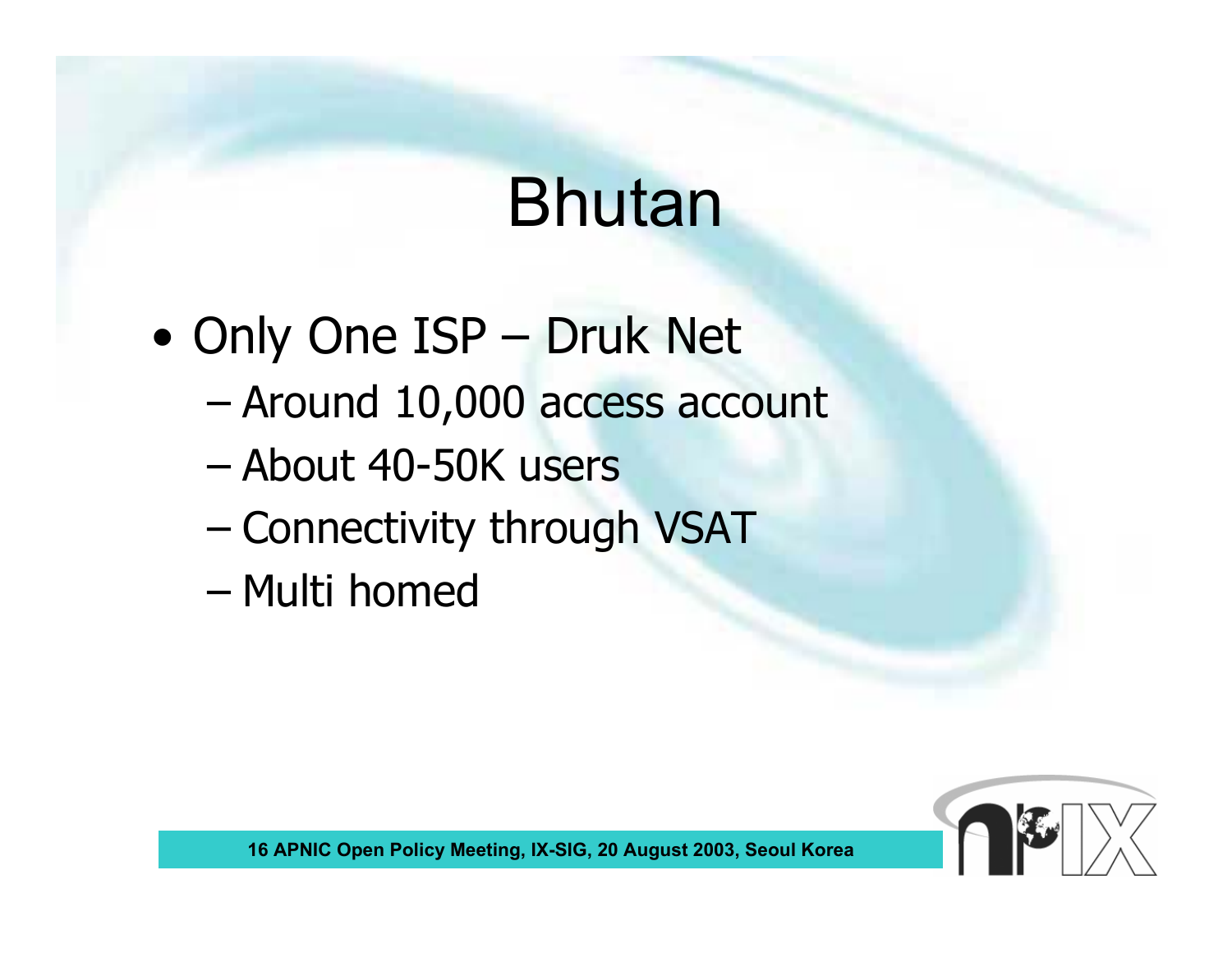# Bhutan

- Only One ISP – Druk Net
  - Around 10,000 access account
  - About 40-50K users
  - Connectivity through VSAT
  - Multi homed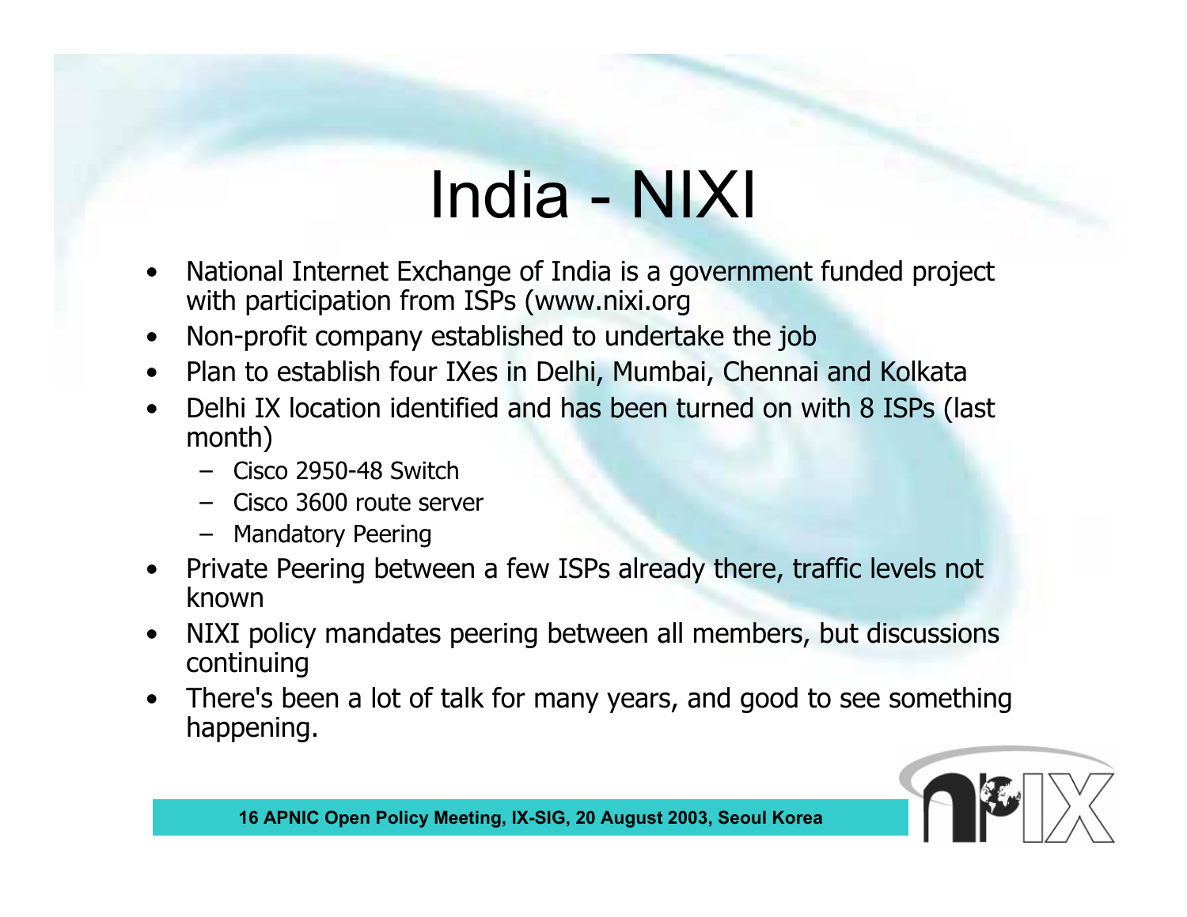# India - NIXI

- National Internet Exchange of India is a government funded project with participation from ISPs (www.nixi.org
- Non-profit company established to undertake the job
- Plan to establish four IXes in Delhi, Mumbai, Chennai and Kolkata
- Delhi IX location identified and has been turned on with 8 ISPs (last month)
  - Cisco 2950-48 Switch
  - Cisco 3600 route server
  - Mandatory Peering
- Private Peering between a few ISPs already there, traffic levels not known
- NIXI policy mandates peering between all members, but discussions continuing
- There's been a lot of talk for many years, and good to see something happening.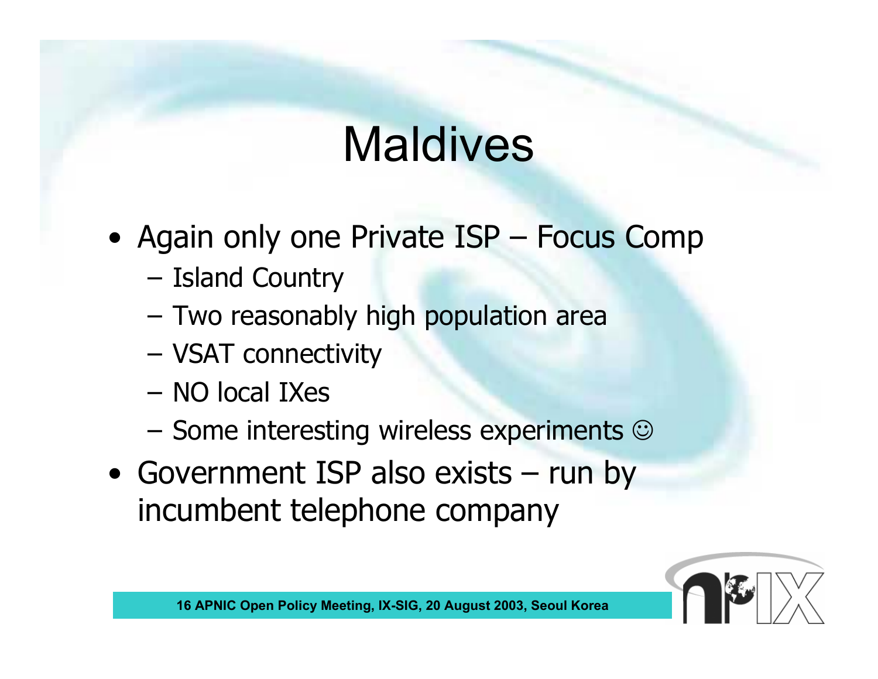# Maldives

- Again only one Private ISP – Focus Comp
  - Island Country
  - Two reasonably high population area
  - VSAT connectivity
  - NO local IXes
  - Some interesting wireless experiments ☺
- Government ISP also exists – run by incumbent telephone company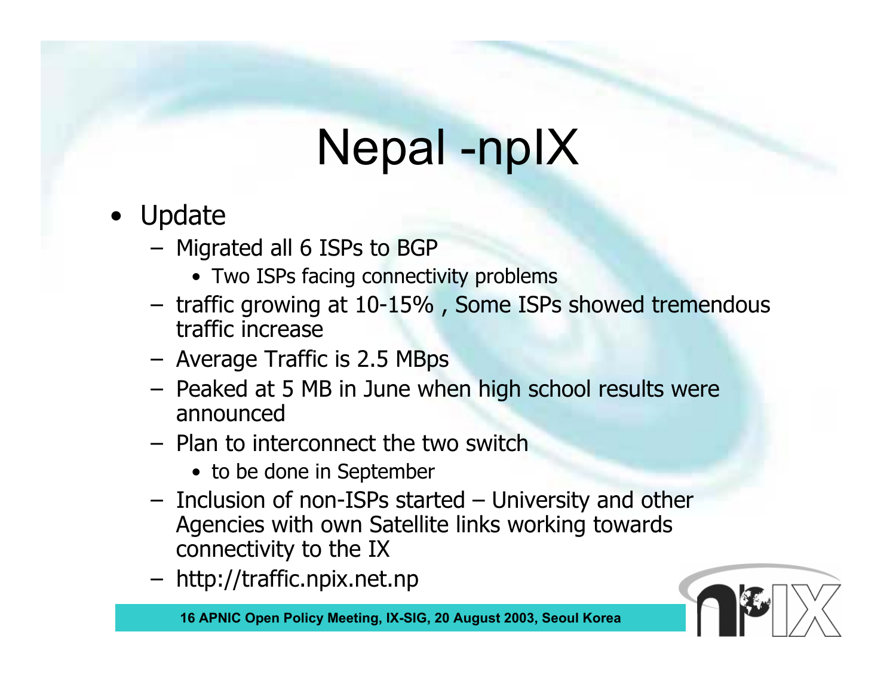# Nepal -npIX

- Update
  - Migrated all 6 ISPs to BGP
    - Two ISPs facing connectivity problems
  - traffic growing at 10-15% , Some ISPs showed tremendous traffic increase
  - Average Traffic is 2.5 MBps
  - Peaked at 5 MB in June when high school results were announced
  - Plan to interconnect the two switch
    - to be done in September
  - Inclusion of non-ISPs started – University and other Agencies with own Satellite links working towards connectivity to the IX
  - http://traffic.npix.net.np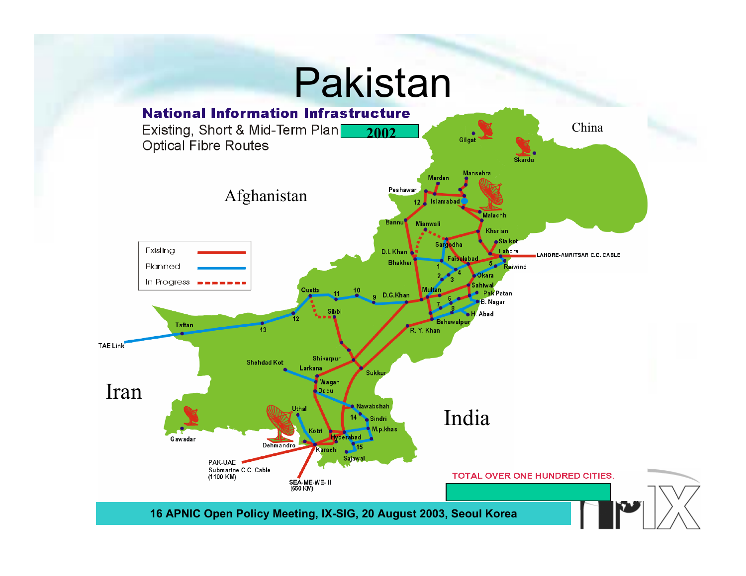# Pakistan

**National Information Infrastructure**

Existing, Short & Mid-Term Plan **2002**

Optical Fibre Routes

Afghanistan

China

Iran

India

Gilgat

Skardu

Mansehra

Mardan

Peshawar

12

Islamabad

Malachh

Bannu

Mianwali

Kharian

Sargodha

Sialkot

Lahore

LAHORE-AMRITSAR C.C. CABLE

D.I. Khan

Faisalabad

Bhakhar

1

5

Raiwind

2

4

Okara

3

Sahiwal

Multan

Quetta

11

10

9

D.G.Khan

6

Pak Patan

B. Nagar

7

8

H. Abad

Sibbi

12

Bahawalpur

Taftan

13

R. Y. Khan

TAE Link

Shikarpur

Shehdad Kot

Larkana

Sukkur

Wagan

Dadu

Nawabshah

Uthal

14

Sindri

M.p.khas

Kotri

Hyderabad

Gawadar

Dehmandro

Karachi

15

Sajawal

PAK-UAE

Submarine C.C. Cable

(1100 KM)

SEA-ME-WE-III

(650 KM)

| Existing | |
|---|---|
| Planned | |
| In Progress | |

TOTAL OVER ONE HUNDRED CITIES.

**16 APNIC Open Policy Meeting, IX-SIG, 20 August 2003, Seoul Korea**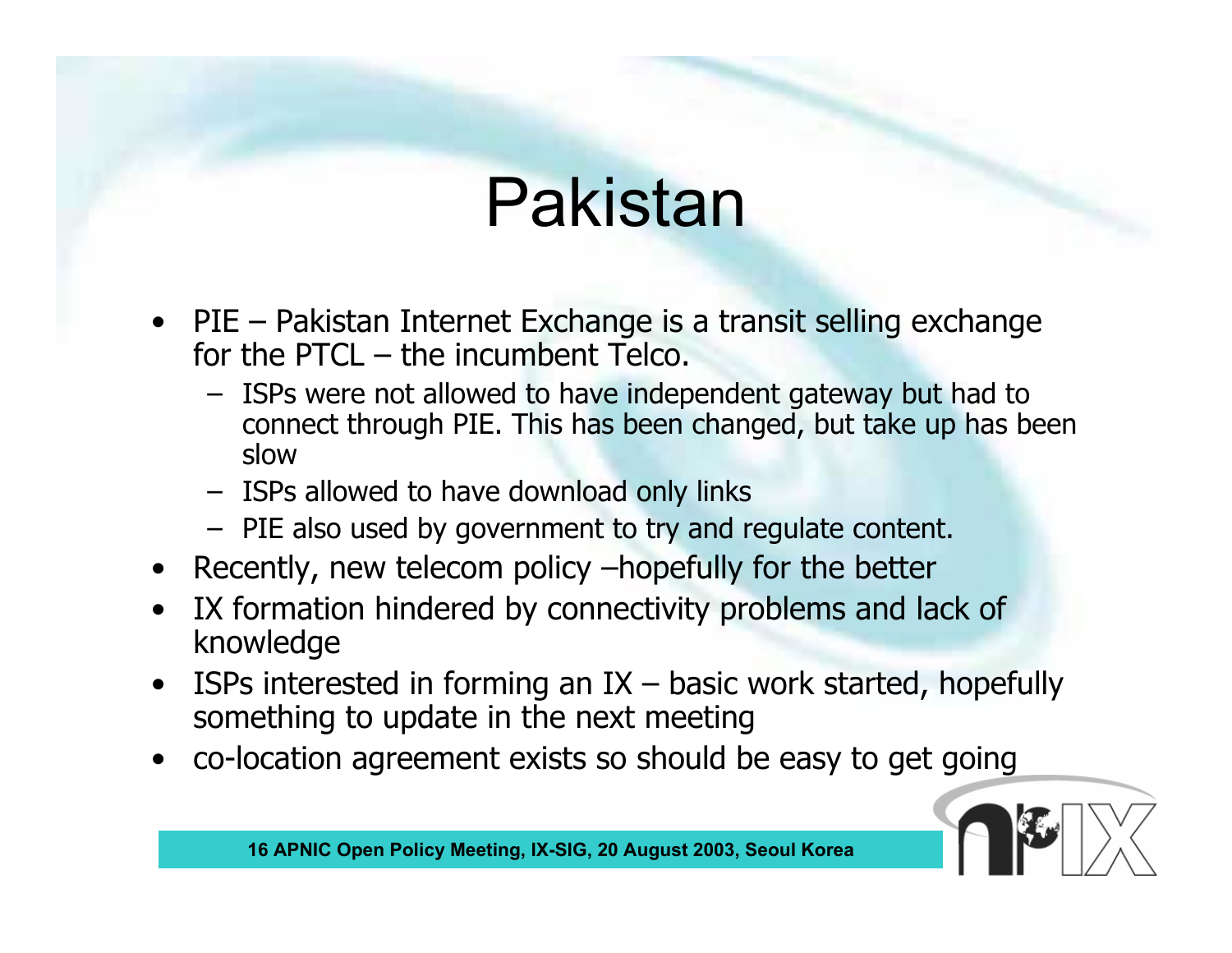# Pakistan

- PIE – Pakistan Internet Exchange is a transit selling exchange for the PTCL – the incumbent Telco.
  - ISPs were not allowed to have independent gateway but had to connect through PIE. This has been changed, but take up has been slow
  - ISPs allowed to have download only links
  - PIE also used by government to try and regulate content.
- Recently, new telecom policy –hopefully for the better
- IX formation hindered by connectivity problems and lack of knowledge
- ISPs interested in forming an IX – basic work started, hopefully something to update in the next meeting
- co-location agreement exists so should be easy to get going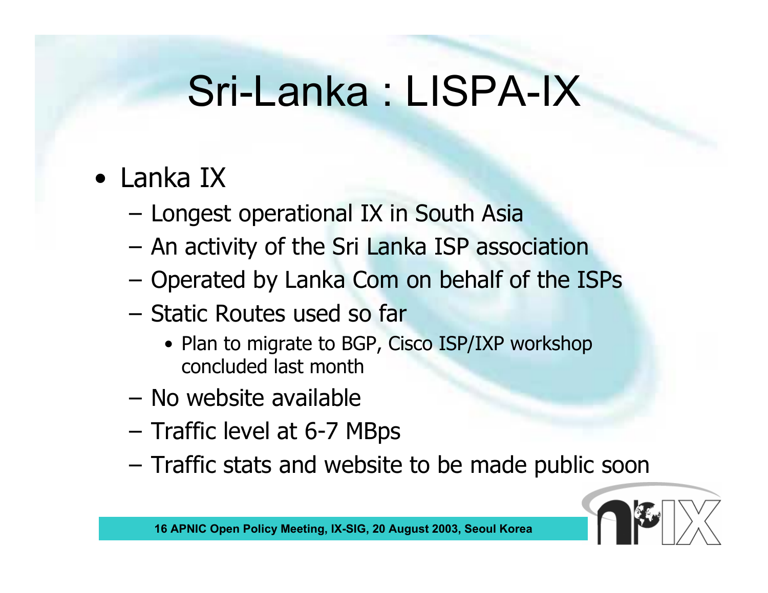# Sri-Lanka : LISPA-IX

- Lanka IX
  - Longest operational IX in South Asia
  - An activity of the Sri Lanka ISP association
  - Operated by Lanka Com on behalf of the ISPs
  - Static Routes used so far
    - Plan to migrate to BGP, Cisco ISP/IXP workshop concluded last month
  - No website available
  - Traffic level at 6-7 MBps
  - Traffic stats and website to be made public soon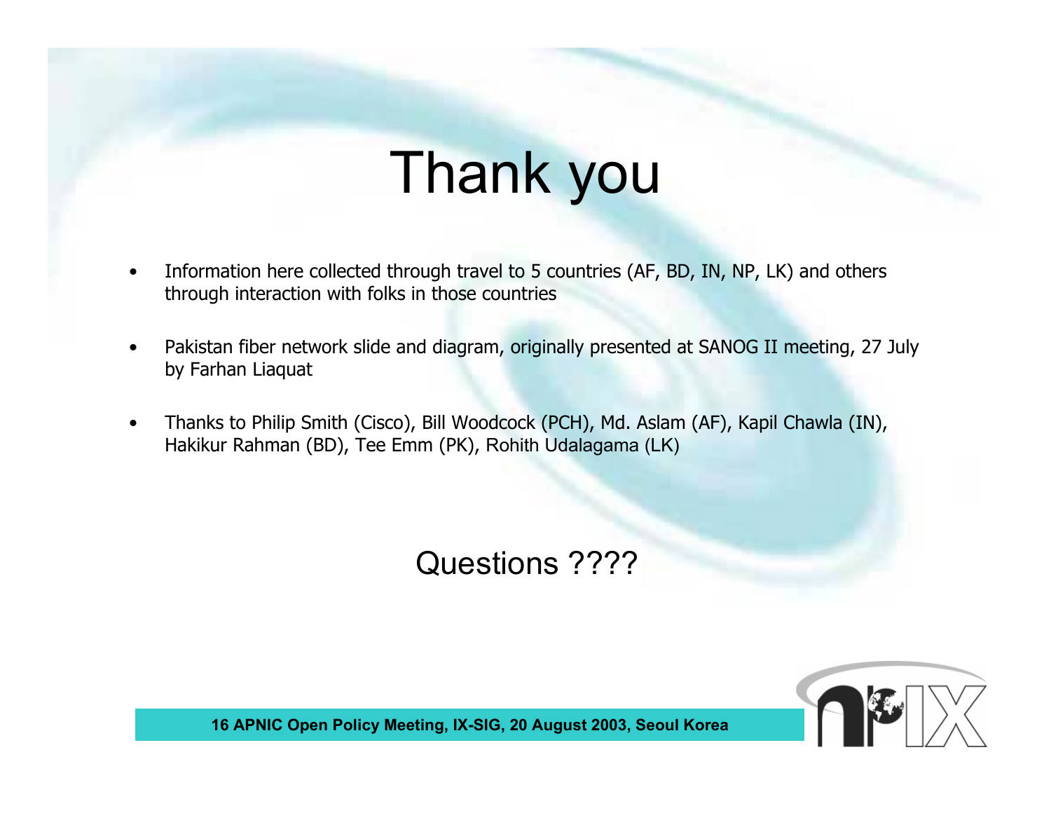# Thank you

- Information here collected through travel to 5 countries (AF, BD, IN, NP, LK) and others through interaction with folks in those countries
- Pakistan fiber network slide and diagram, originally presented at SANOG II meeting, 27 July by Farhan Liaquat
- Thanks to Philip Smith (Cisco), Bill Woodcock (PCH), Md. Aslam (AF), Kapil Chawla (IN), Hakikur Rahman (BD), Tee Emm (PK), Rohith Udalagama (LK)

Questions ????